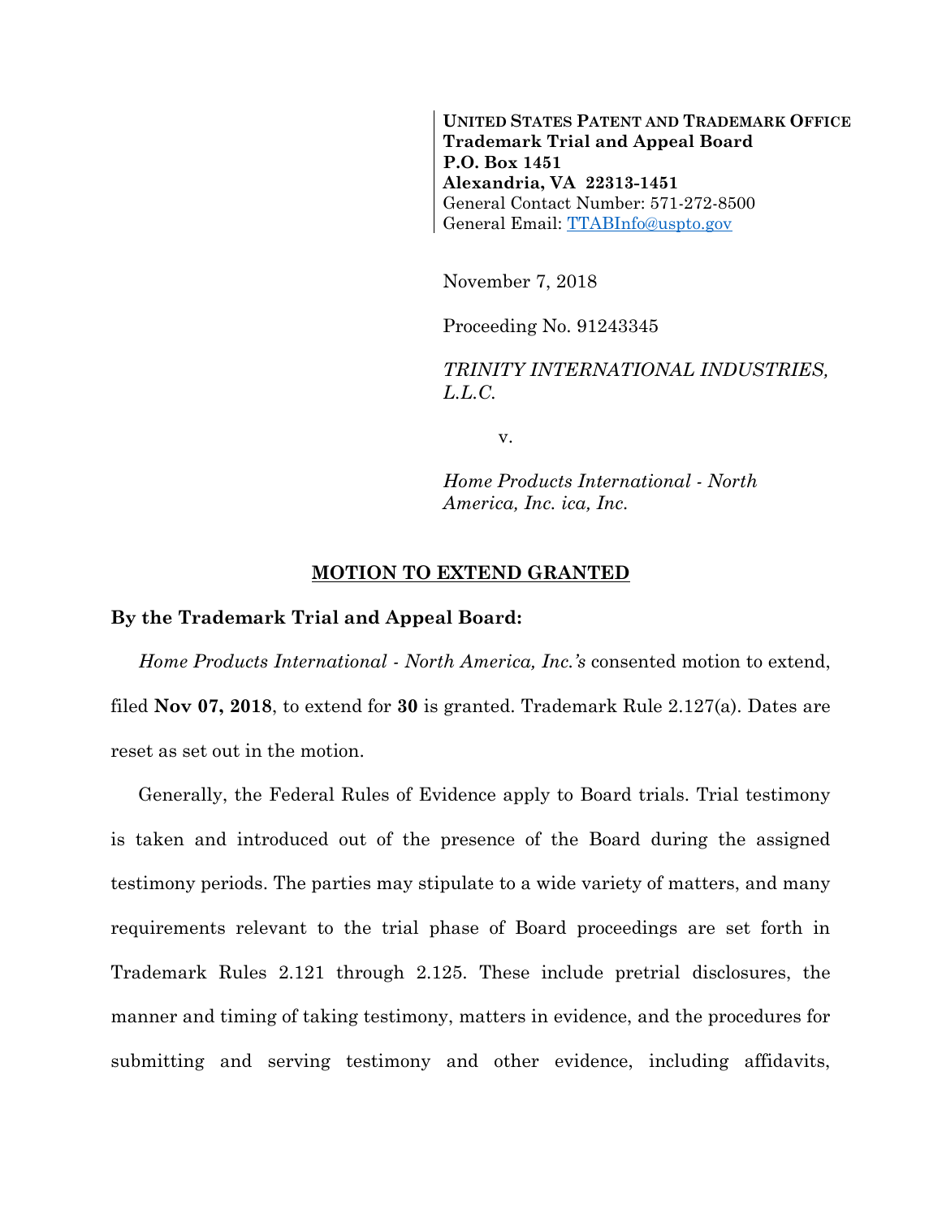**UNITED STATES PATENT AND TRADEMARK OFFICE**
**Trademark Trial and Appeal Board**
**P.O. Box 1451**
**Alexandria, VA 22313-1451**
General Contact Number: 571-272-8500
General Email: TTABInfo@uspto.gov

November 7, 2018

Proceeding No. 91243345

*TRINITY INTERNATIONAL INDUSTRIES, L.L.C.*

v.

*Home Products International - North America, Inc. ica, Inc.*

## MOTION TO EXTEND GRANTED

**By the Trademark Trial and Appeal Board:**

*Home Products International - North America, Inc.'s* consented motion to extend, filed **Nov 07, 2018**, to extend for **30** is granted. Trademark Rule 2.127(a). Dates are reset as set out in the motion.

Generally, the Federal Rules of Evidence apply to Board trials. Trial testimony is taken and introduced out of the presence of the Board during the assigned testimony periods. The parties may stipulate to a wide variety of matters, and many requirements relevant to the trial phase of Board proceedings are set forth in Trademark Rules 2.121 through 2.125. These include pretrial disclosures, the manner and timing of taking testimony, matters in evidence, and the procedures for submitting and serving testimony and other evidence, including affidavits,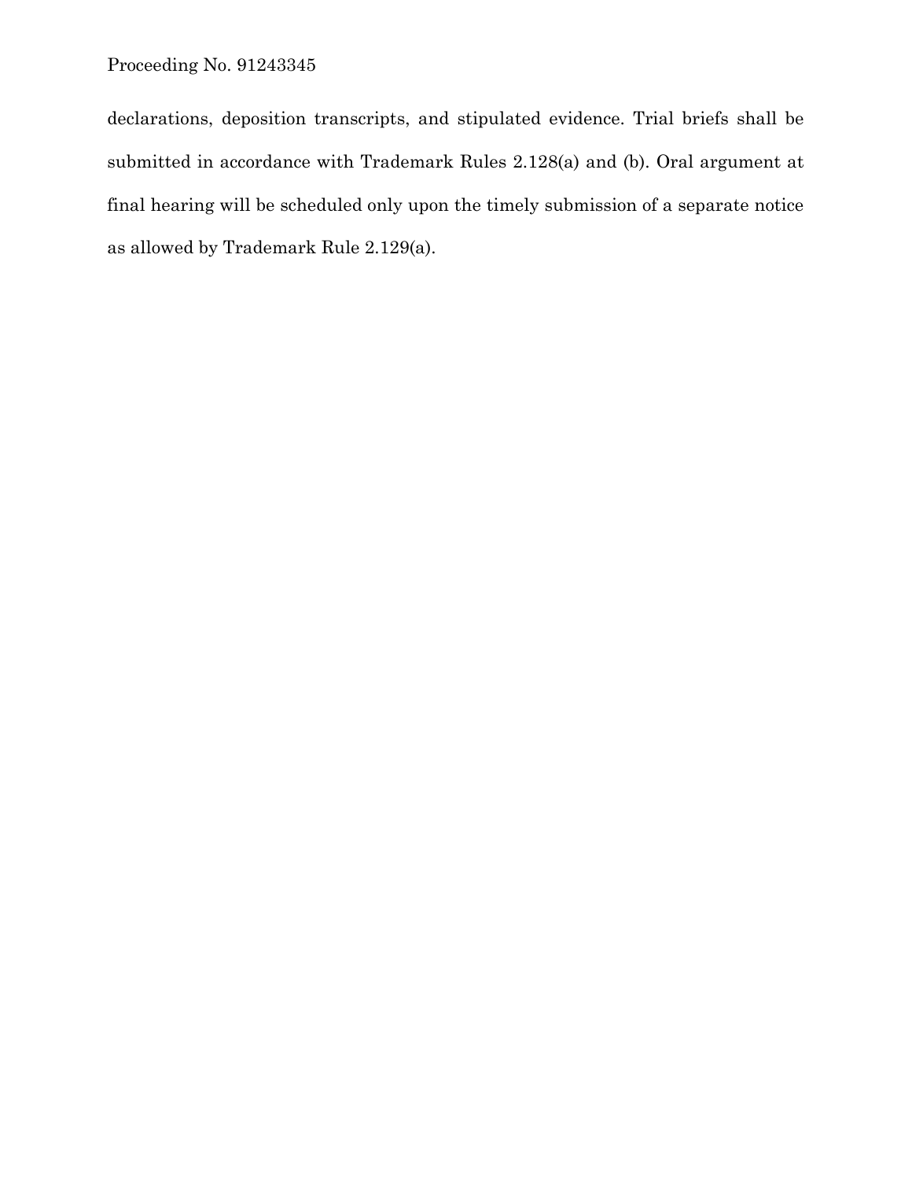declarations, deposition transcripts, and stipulated evidence. Trial briefs shall be submitted in accordance with Trademark Rules 2.128(a) and (b). Oral argument at final hearing will be scheduled only upon the timely submission of a separate notice as allowed by Trademark Rule 2.129(a).